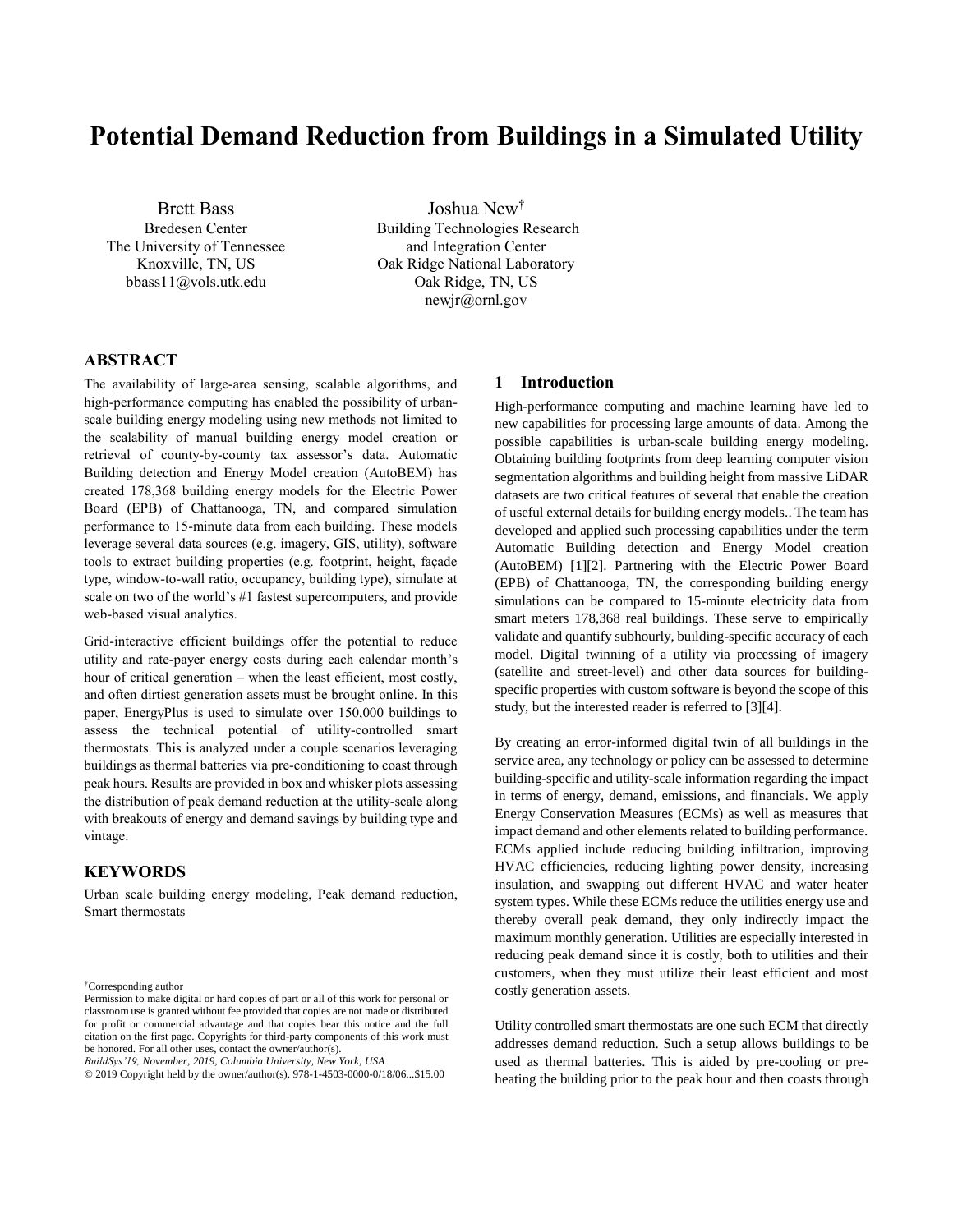# Potential Demand Reduction from Buildings in a Simulated Utility

Brett Bass
Bredesen Center
The University of Tennessee
Knoxville, TN, US
bbass11@vols.utk.edu

Joshua New†
Building Technologies Research and Integration Center
Oak Ridge National Laboratory
Oak Ridge, TN, US
newjr@ornl.gov

## ABSTRACT

The availability of large-area sensing, scalable algorithms, and high-performance computing has enabled the possibility of urban-scale building energy modeling using new methods not limited to the scalability of manual building energy model creation or retrieval of county-by-county tax assessor's data. Automatic Building detection and Energy Model creation (AutoBEM) has created 178,368 building energy models for the Electric Power Board (EPB) of Chattanooga, TN, and compared simulation performance to 15-minute data from each building. These models leverage several data sources (e.g. imagery, GIS, utility), software tools to extract building properties (e.g. footprint, height, façade type, window-to-wall ratio, occupancy, building type), simulate at scale on two of the world's #1 fastest supercomputers, and provide web-based visual analytics.

Grid-interactive efficient buildings offer the potential to reduce utility and rate-payer energy costs during each calendar month's hour of critical generation – when the least efficient, most costly, and often dirtiest generation assets must be brought online. In this paper, EnergyPlus is used to simulate over 150,000 buildings to assess the technical potential of utility-controlled smart thermostats. This is analyzed under a couple scenarios leveraging buildings as thermal batteries via pre-conditioning to coast through peak hours. Results are provided in box and whisker plots assessing the distribution of peak demand reduction at the utility-scale along with breakouts of energy and demand savings by building type and vintage.

## KEYWORDS

Urban scale building energy modeling, Peak demand reduction, Smart thermostats

†Corresponding author

Permission to make digital or hard copies of part or all of this work for personal or classroom use is granted without fee provided that copies are not made or distributed for profit or commercial advantage and that copies bear this notice and the full citation on the first page. Copyrights for third-party components of this work must be honored. For all other uses, contact the owner/author(s).
*BuildSys'19, November, 2019, Columbia University, New York, USA*
© 2019 Copyright held by the owner/author(s). 978-1-4503-0000-0/18/06...$15.00

## 1 Introduction

High-performance computing and machine learning have led to new capabilities for processing large amounts of data. Among the possible capabilities is urban-scale building energy modeling. Obtaining building footprints from deep learning computer vision segmentation algorithms and building height from massive LiDAR datasets are two critical features of several that enable the creation of useful external details for building energy models.. The team has developed and applied such processing capabilities under the term Automatic Building detection and Energy Model creation (AutoBEM) [1][2]. Partnering with the Electric Power Board (EPB) of Chattanooga, TN, the corresponding building energy simulations can be compared to 15-minute electricity data from smart meters 178,368 real buildings. These serve to empirically validate and quantify subhourly, building-specific accuracy of each model. Digital twinning of a utility via processing of imagery (satellite and street-level) and other data sources for building-specific properties with custom software is beyond the scope of this study, but the interested reader is referred to [3][4].

By creating an error-informed digital twin of all buildings in the service area, any technology or policy can be assessed to determine building-specific and utility-scale information regarding the impact in terms of energy, demand, emissions, and financials. We apply Energy Conservation Measures (ECMs) as well as measures that impact demand and other elements related to building performance. ECMs applied include reducing building infiltration, improving HVAC efficiencies, reducing lighting power density, increasing insulation, and swapping out different HVAC and water heater system types. While these ECMs reduce the utilities energy use and thereby overall peak demand, they only indirectly impact the maximum monthly generation. Utilities are especially interested in reducing peak demand since it is costly, both to utilities and their customers, when they must utilize their least efficient and most costly generation assets.

Utility controlled smart thermostats are one such ECM that directly addresses demand reduction. Such a setup allows buildings to be used as thermal batteries. This is aided by pre-cooling or pre-heating the building prior to the peak hour and then coasts through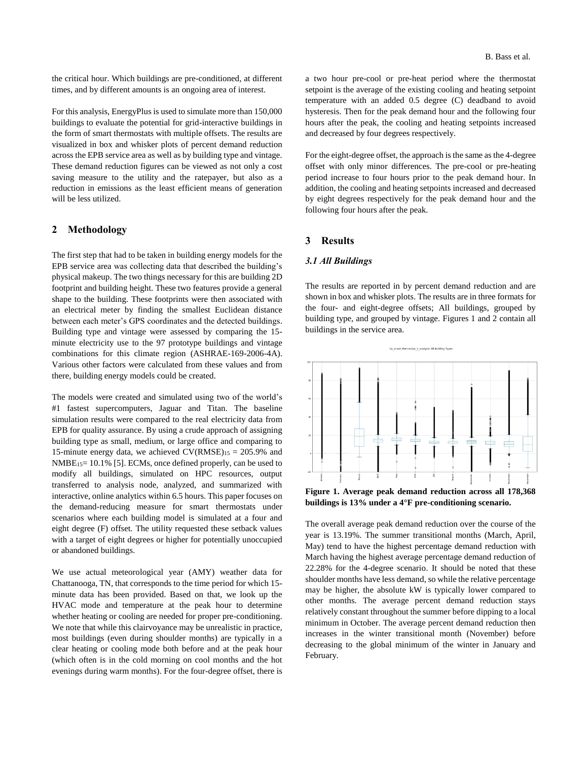the critical hour. Which buildings are pre-conditioned, at different times, and by different amounts is an ongoing area of interest.

For this analysis, EnergyPlus is used to simulate more than 150,000 buildings to evaluate the potential for grid-interactive buildings in the form of smart thermostats with multiple offsets. The results are visualized in box and whisker plots of percent demand reduction across the EPB service area as well as by building type and vintage. These demand reduction figures can be viewed as not only a cost saving measure to the utility and the ratepayer, but also as a reduction in emissions as the least efficient means of generation will be less utilized.

## 2 Methodology

The first step that had to be taken in building energy models for the EPB service area was collecting data that described the building's physical makeup. The two things necessary for this are building 2D footprint and building height. These two features provide a general shape to the building. These footprints were then associated with an electrical meter by finding the smallest Euclidean distance between each meter's GPS coordinates and the detected buildings. Building type and vintage were assessed by comparing the 15-minute electricity use to the 97 prototype buildings and vintage combinations for this climate region (ASHRAE-169-2006-4A). Various other factors were calculated from these values and from there, building energy models could be created.

The models were created and simulated using two of the world's #1 fastest supercomputers, Jaguar and Titan. The baseline simulation results were compared to the real electricity data from EPB for quality assurance. By using a crude approach of assigning building type as small, medium, or large office and comparing to 15-minute energy data, we achieved $CV(RMSE)_{15}$ = 205.9% and $NMBE_{15}$= 10.1% [5]. ECMs, once defined properly, can be used to modify all buildings, simulated on HPC resources, output transferred to analysis node, analyzed, and summarized with interactive, online analytics within 6.5 hours. This paper focuses on the demand-reducing measure for smart thermostats under scenarios where each building model is simulated at a four and eight degree (F) offset. The utility requested these setback values with a target of eight degrees or higher for potentially unoccupied or abandoned buildings.

We use actual meteorological year (AMY) weather data for Chattanooga, TN, that corresponds to the time period for which 15-minute data has been provided. Based on that, we look up the HVAC mode and temperature at the peak hour to determine whether heating or cooling are needed for proper pre-conditioning. We note that while this clairvoyance may be unrealistic in practice, most buildings (even during shoulder months) are typically in a clear heating or cooling mode both before and at the peak hour (which often is in the cold morning on cool months and the hot evenings during warm months). For the four-degree offset, there is a two hour pre-cool or pre-heat period where the thermostat setpoint is the average of the existing cooling and heating setpoint temperature with an added 0.5 degree (C) deadband to avoid hysteresis. Then for the peak demand hour and the following four hours after the peak, the cooling and heating setpoints increased and decreased by four degrees respectively.

For the eight-degree offset, the approach is the same as the 4-degree offset with only minor differences. The pre-cool or pre-heating period increase to four hours prior to the peak demand hour. In addition, the cooling and heating setpoints increased and decreased by eight degrees respectively for the peak demand hour and the following four hours after the peak.

## 3 Results

### *3.1 All Buildings*

The results are reported in by percent demand reduction and are shown in box and whisker plots. The results are in three formats for the four- and eight-degree offsets; All buildings, grouped by building type, and grouped by vintage. Figures 1 and 2 contain all buildings in the service area.

**Figure 1. Average peak demand reduction across all 178,368 buildings is 13% under a 4°F pre-conditioning scenario.**

The overall average peak demand reduction over the course of the year is 13.19%. The summer transitional months (March, April, May) tend to have the highest percentage demand reduction with March having the highest average percentage demand reduction of 22.28% for the 4-degree scenario. It should be noted that these shoulder months have less demand, so while the relative percentage may be higher, the absolute kW is typically lower compared to other months. The average percent demand reduction stays relatively constant throughout the summer before dipping to a local minimum in October. The average percent demand reduction then increases in the winter transitional month (November) before decreasing to the global minimum of the winter in January and February.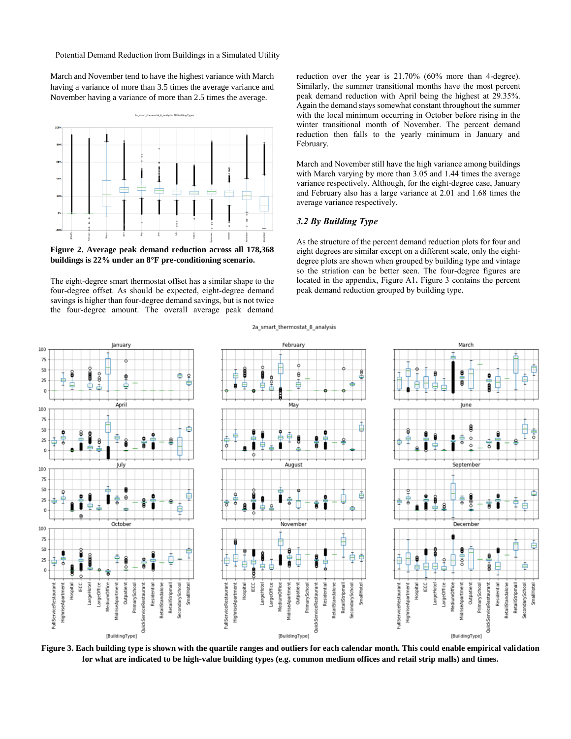March and November tend to have the highest variance with March having a variance of more than 3.5 times the average variance and November having a variance of more than 2.5 times the average.

**Figure 2. Average peak demand reduction across all 178,368 buildings is 22% under an 8°F pre-conditioning scenario.**

The eight-degree smart thermostat offset has a similar shape to the four-degree offset. As should be expected, eight-degree demand savings is higher than four-degree demand savings, but is not twice the four-degree amount. The overall average peak demand reduction over the year is 21.70% (60% more than 4-degree). Similarly, the summer transitional months have the most percent peak demand reduction with April being the highest at 29.35%. Again the demand stays somewhat constant throughout the summer with the local minimum occurring in October before rising in the winter transitional month of November. The percent demand reduction then falls to the yearly minimum in January and February.

March and November still have the high variance among buildings with March varying by more than 3.05 and 1.44 times the average variance respectively. Although, for the eight-degree case, January and February also has a large variance at 2.01 and 1.68 times the average variance respectively.

### *3.2 By Building Type*

As the structure of the percent demand reduction plots for four and eight degrees are similar except on a different scale, only the eight-degree plots are shown when grouped by building type and vintage so the striation can be better seen. The four-degree figures are located in the appendix, Figure A1**.** Figure 3 contains the percent peak demand reduction grouped by building type.

**Figure 3. Each building type is shown with the quartile ranges and outliers for each calendar month. This could enable empirical validation for what are indicated to be high-value building types (e.g. common medium offices and retail strip malls) and times.**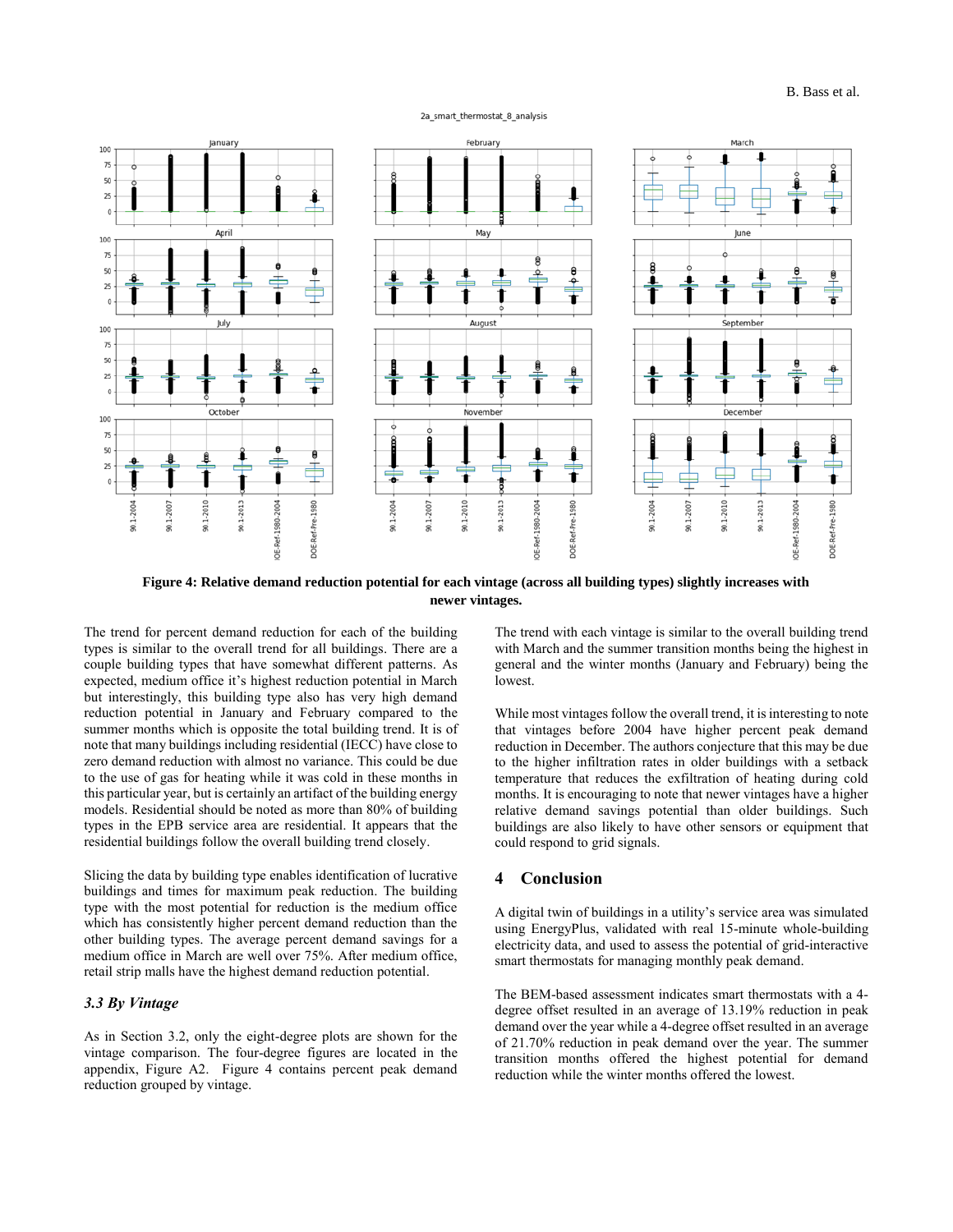**Figure 4: Relative demand reduction potential for each vintage (across all building types) slightly increases with newer vintages.**

The trend for percent demand reduction for each of the building types is similar to the overall trend for all buildings. There are a couple building types that have somewhat different patterns. As expected, medium office it's highest reduction potential in March but interestingly, this building type also has very high demand reduction potential in January and February compared to the summer months which is opposite the total building trend. It is of note that many buildings including residential (IECC) have close to zero demand reduction with almost no variance. This could be due to the use of gas for heating while it was cold in these months in this particular year, but is certainly an artifact of the building energy models. Residential should be noted as more than 80% of building types in the EPB service area are residential. It appears that the residential buildings follow the overall building trend closely.

Slicing the data by building type enables identification of lucrative buildings and times for maximum peak reduction. The building type with the most potential for reduction is the medium office which has consistently higher percent demand reduction than the other building types. The average percent demand savings for a medium office in March are well over 75%. After medium office, retail strip malls have the highest demand reduction potential.

### *3.3 By Vintage*

As in Section 3.2, only the eight-degree plots are shown for the vintage comparison. The four-degree figures are located in the appendix, Figure A2. Figure 4 contains percent peak demand reduction grouped by vintage.

The trend with each vintage is similar to the overall building trend with March and the summer transition months being the highest in general and the winter months (January and February) being the lowest.

While most vintages follow the overall trend, it is interesting to note that vintages before 2004 have higher percent peak demand reduction in December. The authors conjecture that this may be due to the higher infiltration rates in older buildings with a setback temperature that reduces the exfiltration of heating during cold months. It is encouraging to note that newer vintages have a higher relative demand savings potential than older buildings. Such buildings are also likely to have other sensors or equipment that could respond to grid signals.

## 4 Conclusion

A digital twin of buildings in a utility's service area was simulated using EnergyPlus, validated with real 15-minute whole-building electricity data, and used to assess the potential of grid-interactive smart thermostats for managing monthly peak demand.

The BEM-based assessment indicates smart thermostats with a 4-degree offset resulted in an average of 13.19% reduction in peak demand over the year while a 4-degree offset resulted in an average of 21.70% reduction in peak demand over the year. The summer transition months offered the highest potential for demand reduction while the winter months offered the lowest.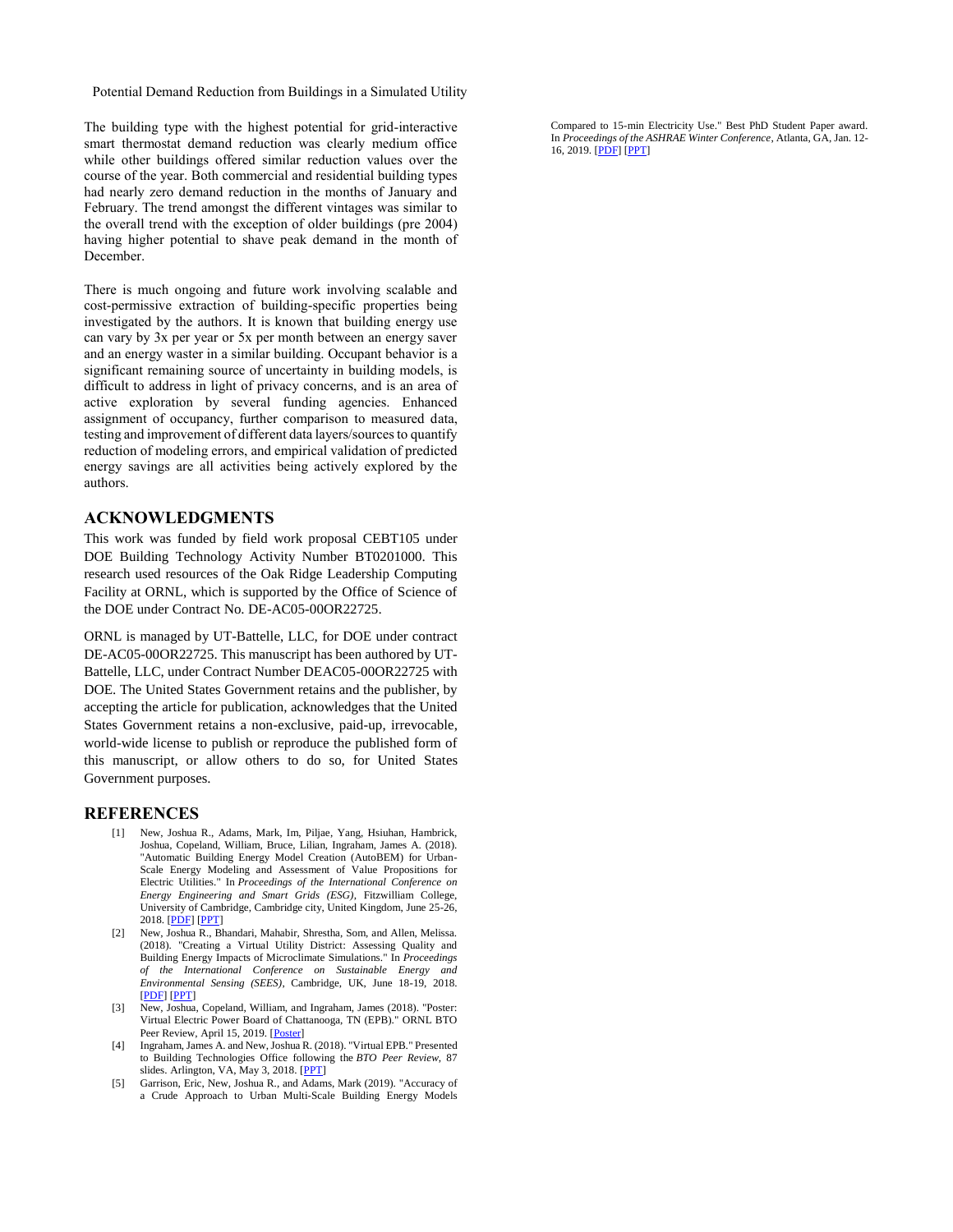The building type with the highest potential for grid-interactive smart thermostat demand reduction was clearly medium office while other buildings offered similar reduction values over the course of the year. Both commercial and residential building types had nearly zero demand reduction in the months of January and February. The trend amongst the different vintages was similar to the overall trend with the exception of older buildings (pre 2004) having higher potential to shave peak demand in the month of December.

There is much ongoing and future work involving scalable and cost-permissive extraction of building-specific properties being investigated by the authors. It is known that building energy use can vary by 3x per year or 5x per month between an energy saver and an energy waster in a similar building. Occupant behavior is a significant remaining source of uncertainty in building models, is difficult to address in light of privacy concerns, and is an area of active exploration by several funding agencies. Enhanced assignment of occupancy, further comparison to measured data, testing and improvement of different data layers/sources to quantify reduction of modeling errors, and empirical validation of predicted energy savings are all activities being actively explored by the authors.

## ACKNOWLEDGMENTS

This work was funded by field work proposal CEBT105 under DOE Building Technology Activity Number BT0201000. This research used resources of the Oak Ridge Leadership Computing Facility at ORNL, which is supported by the Office of Science of the DOE under Contract No. DE-AC05-00OR22725.

ORNL is managed by UT-Battelle, LLC, for DOE under contract DE-AC05-00OR22725. This manuscript has been authored by UT-Battelle, LLC, under Contract Number DEAC05-00OR22725 with DOE. The United States Government retains and the publisher, by accepting the article for publication, acknowledges that the United States Government retains a non-exclusive, paid-up, irrevocable, world-wide license to publish or reproduce the published form of this manuscript, or allow others to do so, for United States Government purposes.

## REFERENCES

[1] New, Joshua R., Adams, Mark, Im, Piljae, Yang, Hsiuhan, Hambrick, Joshua, Copeland, William, Bruce, Lilian, Ingraham, James A. (2018). "Automatic Building Energy Model Creation (AutoBEM) for Urban-Scale Energy Modeling and Assessment of Value Propositions for Electric Utilities." In *Proceedings of the International Conference on Energy Engineering and Smart Grids (ESG)*, Fitzwilliam College, University of Cambridge, Cambridge city, United Kingdom, June 25-26, 2018. [PDF] [PPT]

[2] New, Joshua R., Bhandari, Mahabir, Shrestha, Som, and Allen, Melissa. (2018). "Creating a Virtual Utility District: Assessing Quality and Building Energy Impacts of Microclimate Simulations." In *Proceedings of the International Conference on Sustainable Energy and Environmental Sensing (SEES)*, Cambridge, UK, June 18-19, 2018. [PDF] [PPT]

[3] New, Joshua, Copeland, William, and Ingraham, James (2018). "Poster: Virtual Electric Power Board of Chattanooga, TN (EPB)." ORNL BTO Peer Review, April 15, 2019. [Poster]

[4] Ingraham, James A. and New, Joshua R. (2018). "Virtual EPB." Presented to Building Technologies Office following the *BTO Peer Review*, 87 slides. Arlington, VA, May 3, 2018. [PPT]

[5] Garrison, Eric, New, Joshua R., and Adams, Mark (2019). "Accuracy of a Crude Approach to Urban Multi-Scale Building Energy Models Compared to 15-min Electricity Use." Best PhD Student Paper award. In *Proceedings of the ASHRAE Winter Conference*, Atlanta, GA, Jan. 12-16, 2019. [PDF] [PPT]